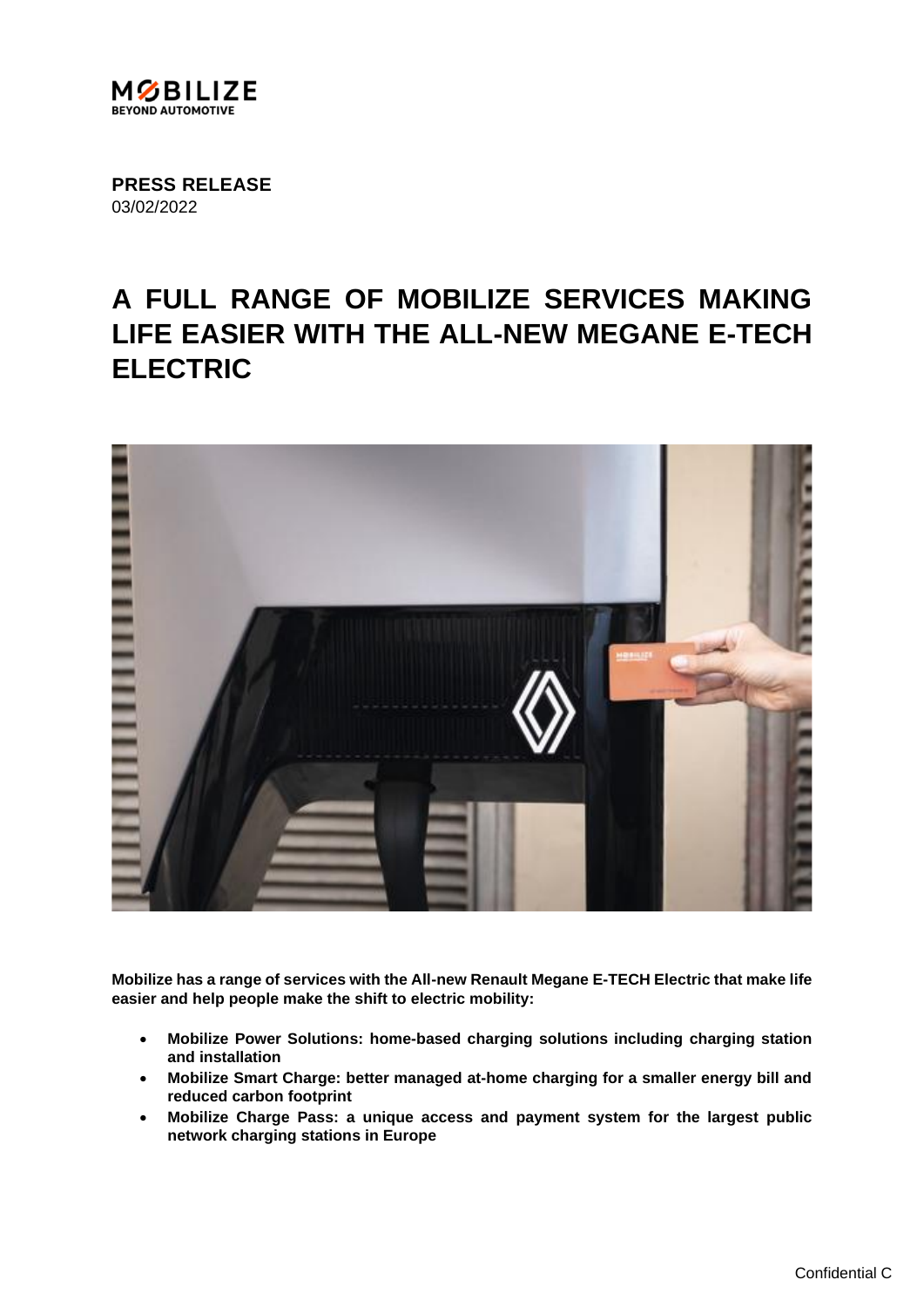**PRESS RELEASE**
03/02/2022

# A FULL RANGE OF MOBILIZE SERVICES MAKING LIFE EASIER WITH THE ALL-NEW MEGANE E-TECH ELECTRIC

**Mobilize has a range of services with the All-new Renault Megane E-TECH Electric that make life easier and help people make the shift to electric mobility:**

- **Mobilize Power Solutions: home-based charging solutions including charging station and installation**
- **Mobilize Smart Charge: better managed at-home charging for a smaller energy bill and reduced carbon footprint**
- **Mobilize Charge Pass: a unique access and payment system for the largest public network charging stations in Europe**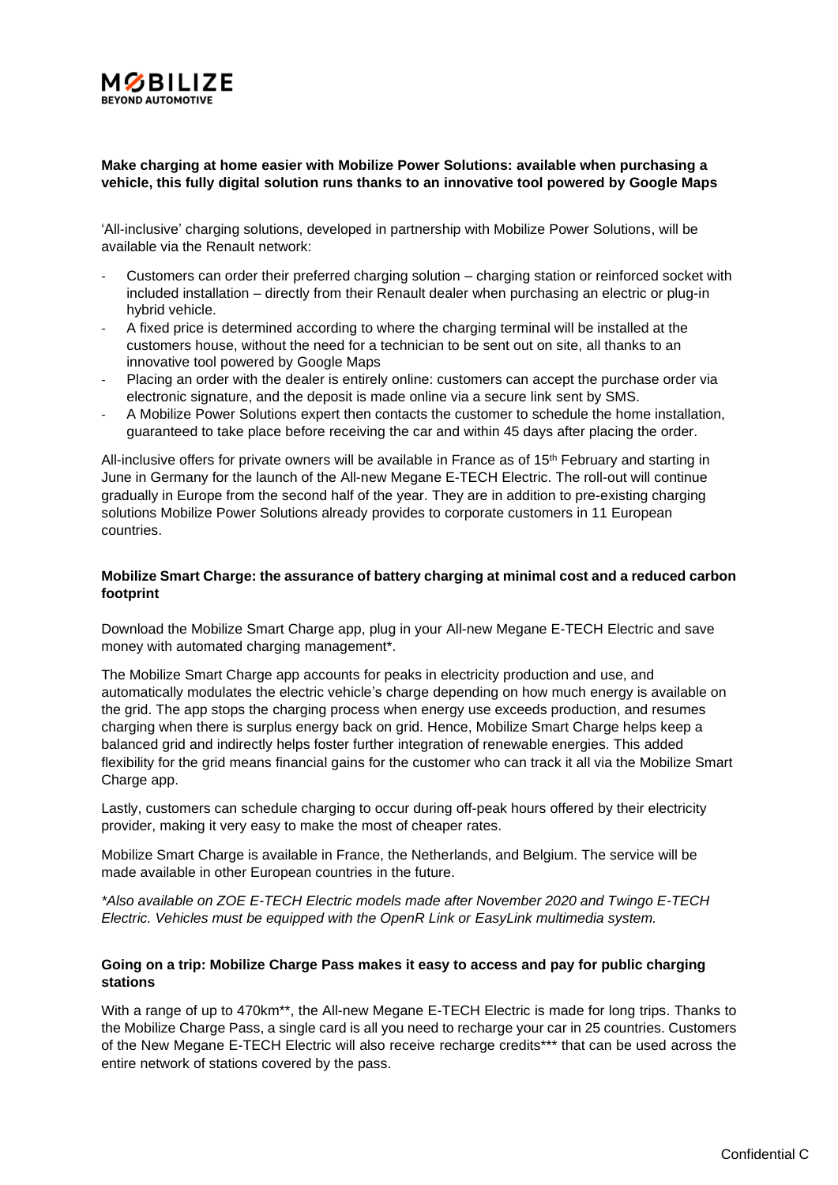**Make charging at home easier with Mobilize Power Solutions: available when purchasing a vehicle, this fully digital solution runs thanks to an innovative tool powered by Google Maps**

'All-inclusive' charging solutions, developed in partnership with Mobilize Power Solutions, will be available via the Renault network:

- Customers can order their preferred charging solution – charging station or reinforced socket with included installation – directly from their Renault dealer when purchasing an electric or plug-in hybrid vehicle.
- A fixed price is determined according to where the charging terminal will be installed at the customers house, without the need for a technician to be sent out on site, all thanks to an innovative tool powered by Google Maps
- Placing an order with the dealer is entirely online: customers can accept the purchase order via electronic signature, and the deposit is made online via a secure link sent by SMS.
- A Mobilize Power Solutions expert then contacts the customer to schedule the home installation, guaranteed to take place before receiving the car and within 45 days after placing the order.

All-inclusive offers for private owners will be available in France as of 15th February and starting in June in Germany for the launch of the All-new Megane E-TECH Electric. The roll-out will continue gradually in Europe from the second half of the year. They are in addition to pre-existing charging solutions Mobilize Power Solutions already provides to corporate customers in 11 European countries.

**Mobilize Smart Charge: the assurance of battery charging at minimal cost and a reduced carbon footprint**

Download the Mobilize Smart Charge app, plug in your All-new Megane E-TECH Electric and save money with automated charging management*.

The Mobilize Smart Charge app accounts for peaks in electricity production and use, and automatically modulates the electric vehicle's charge depending on how much energy is available on the grid. The app stops the charging process when energy use exceeds production, and resumes charging when there is surplus energy back on grid. Hence, Mobilize Smart Charge helps keep a balanced grid and indirectly helps foster further integration of renewable energies. This added flexibility for the grid means financial gains for the customer who can track it all via the Mobilize Smart Charge app.

Lastly, customers can schedule charging to occur during off-peak hours offered by their electricity provider, making it very easy to make the most of cheaper rates.

Mobilize Smart Charge is available in France, the Netherlands, and Belgium. The service will be made available in other European countries in the future.

*\*Also available on ZOE E-TECH Electric models made after November 2020 and Twingo E-TECH Electric. Vehicles must be equipped with the OpenR Link or EasyLink multimedia system.*

**Going on a trip: Mobilize Charge Pass makes it easy to access and pay for public charging stations**

With a range of up to 470km**, the All-new Megane E-TECH Electric is made for long trips. Thanks to the Mobilize Charge Pass, a single card is all you need to recharge your car in 25 countries. Customers of the New Megane E-TECH Electric will also receive recharge credits*** that can be used across the entire network of stations covered by the pass.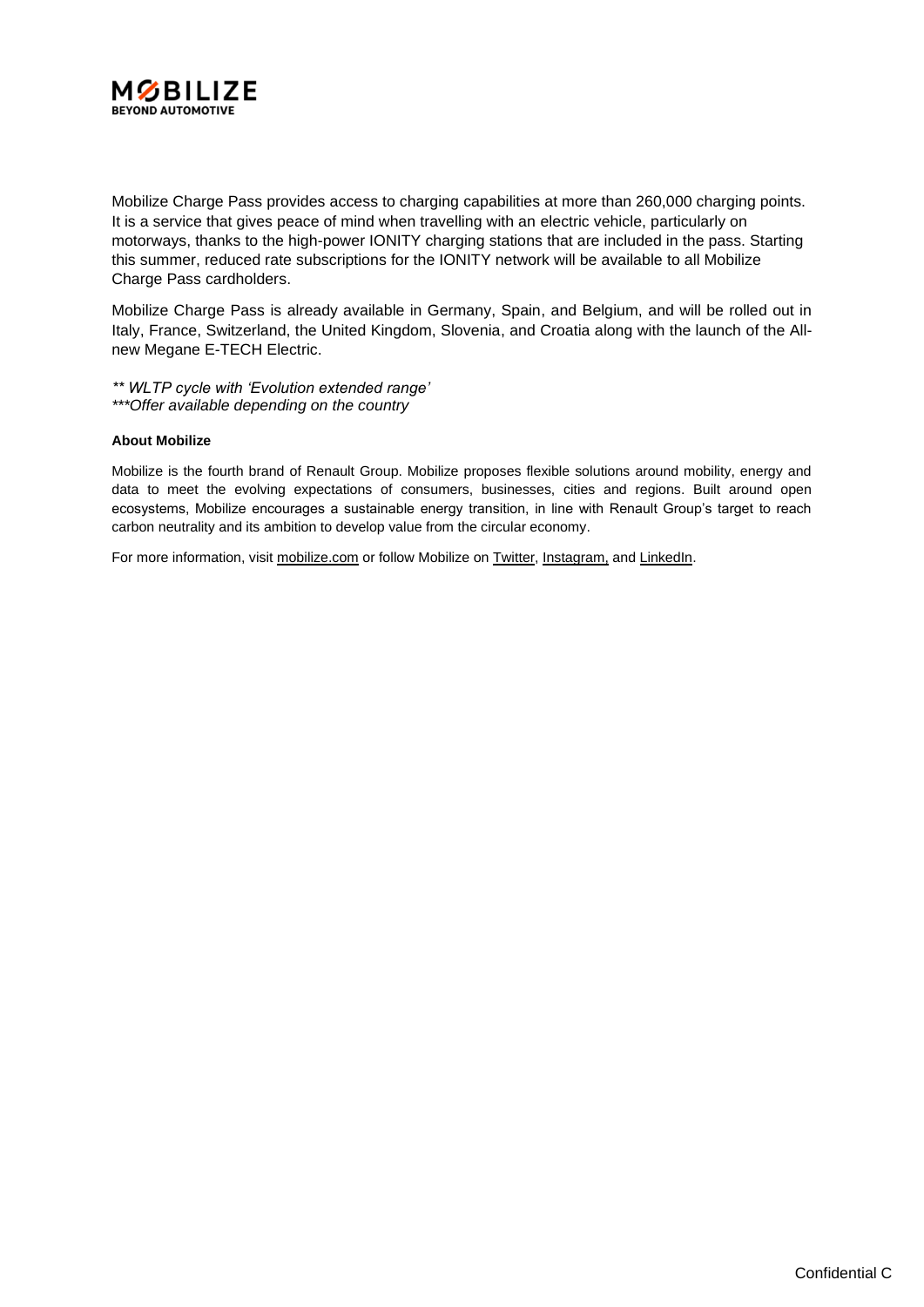Mobilize Charge Pass provides access to charging capabilities at more than 260,000 charging points. It is a service that gives peace of mind when travelling with an electric vehicle, particularly on motorways, thanks to the high-power IONITY charging stations that are included in the pass. Starting this summer, reduced rate subscriptions for the IONITY network will be available to all Mobilize Charge Pass cardholders.

Mobilize Charge Pass is already available in Germany, Spain, and Belgium, and will be rolled out in Italy, France, Switzerland, the United Kingdom, Slovenia, and Croatia along with the launch of the All-new Megane E-TECH Electric.

*** WLTP cycle with 'Evolution extended range'*
****Offer available depending on the country*

**About Mobilize**

Mobilize is the fourth brand of Renault Group. Mobilize proposes flexible solutions around mobility, energy and data to meet the evolving expectations of consumers, businesses, cities and regions. Built around open ecosystems, Mobilize encourages a sustainable energy transition, in line with Renault Group's target to reach carbon neutrality and its ambition to develop value from the circular economy.

For more information, visit mobilize.com or follow Mobilize on Twitter, Instagram, and LinkedIn.